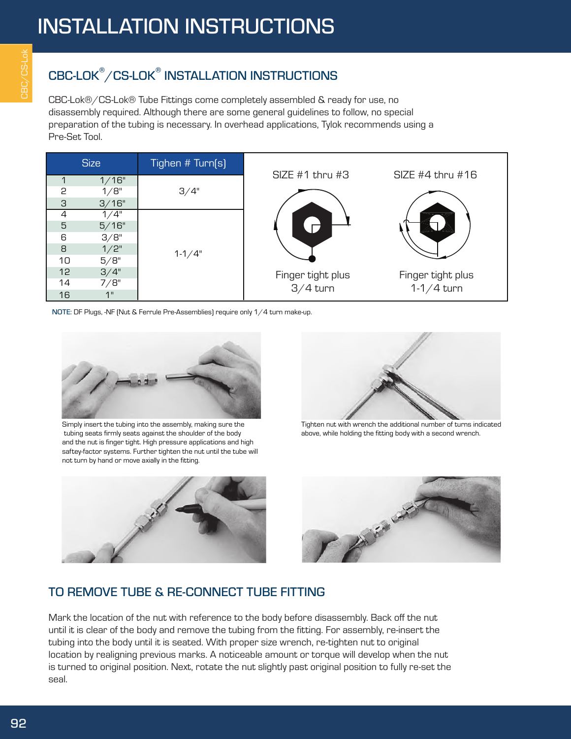# INSTALLATION INSTRUCTIONS

## CBC-LOK®/CS-LOK® INSTALLATION INSTRUCTIONS

CBC-Lok®/CS-Lok® Tube Fittings come completely assembled & ready for use, no disassembly required. Although there are some general guidelines to follow, no special preparation of the tubing is necessary. In overhead applications, Tylok recommends using a Pre-Set Tool.

| Size | | Tighten # Turn(s) |
|---|---|---|
| 1 | 1/16" | 3/4" |
| 2 | 1/8" | |
| 3 | 3/16" | |
| 4 | 1/4" | 1-1/4" |
| 5 | 5/16" | |
| 6 | 3/8" | |
| 8 | 1/2" | |
| 10 | 5/8" | |
| 12 | 3/4" | |
| 14 | 7/8" | |
| 16 | 1" | |

SIZE #1 thru #3: Finger tight plus 3/4 turn

SIZE #4 thru #16: Finger tight plus 1-1/4 turn

**NOTE:** DF Plugs, -NF (Nut & Ferrule Pre-Assemblies) require only 1/4 turn make-up.

Simply insert the tubing into the assembly, making sure the tubing seats firmly seats against the shoulder of the body and the nut is finger tight. High pressure applications and high saftey-factor systems. Further tighten the nut until the tube will not turn by hand or move axially in the fitting.

Tighten nut with wrench the additional number of turns indicated above, while holding the fitting body with a second wrench.

## TO REMOVE TUBE & RE-CONNECT TUBE FITTING

Mark the location of the nut with reference to the body before disassembly. Back off the nut until it is clear of the body and remove the tubing from the fitting. For assembly, re-insert the tubing into the body until it is seated. With proper size wrench, re-tighten nut to original location by realigning previous marks. A noticeable amount or torque will develop when the nut is turned to original position. Next, rotate the nut slightly past original position to fully re-set the seal.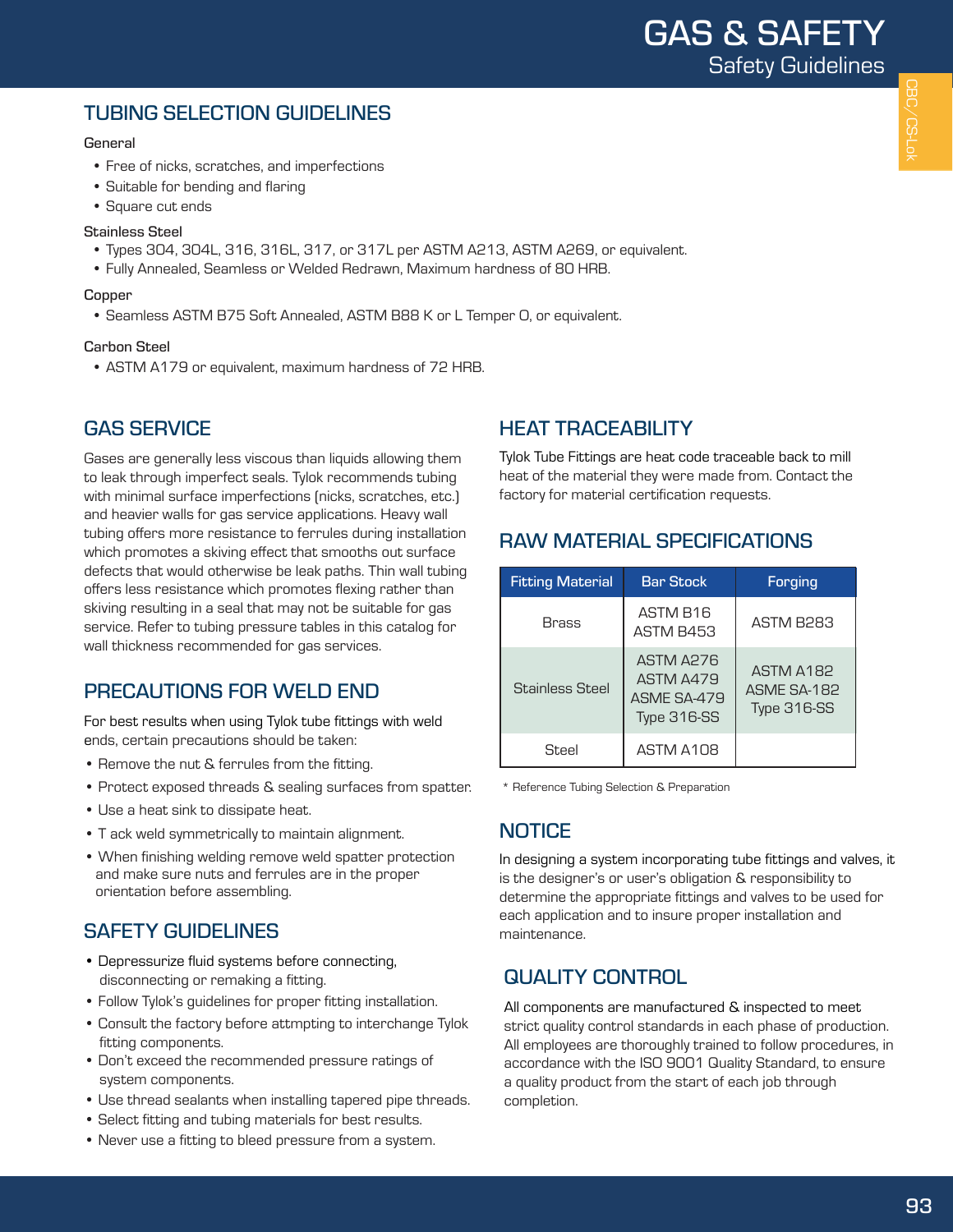## TUBING SELECTION GUIDELINES

General

- Free of nicks, scratches, and imperfections
- Suitable for bending and flaring
- Square cut ends

Stainless Steel

- Types 304, 304L, 316, 316L, 317, or 317L per ASTM A213, ASTM A269, or equivalent.
- Fully Annealed, Seamless or Welded Redrawn, Maximum hardness of 80 HRB.

Copper

- Seamless ASTM B75 Soft Annealed, ASTM B88 K or L Temper O, or equivalent.

Carbon Steel

- ASTM A179 or equivalent, maximum hardness of 72 HRB.

## GAS SERVICE

Gases are generally less viscous than liquids allowing them to leak through imperfect seals. Tylok recommends tubing with minimal surface imperfections (nicks, scratches, etc.) and heavier walls for gas service applications. Heavy wall tubing offers more resistance to ferrules during installation which promotes a skiving effect that smooths out surface defects that would otherwise be leak paths. Thin wall tubing offers less resistance which promotes flexing rather than skiving resulting in a seal that may not be suitable for gas service. Refer to tubing pressure tables in this catalog for wall thickness recommended for gas services.

## PRECAUTIONS FOR WELD END

For best results when using Tylok tube fittings with weld ends, certain precautions should be taken:

- Remove the nut & ferrules from the fitting.
- Protect exposed threads & sealing surfaces from spatter.
- Use a heat sink to dissipate heat.
- T ack weld symmetrically to maintain alignment.
- When finishing welding remove weld spatter protection and make sure nuts and ferrules are in the proper orientation before assembling.

## SAFETY GUIDELINES

- Depressurize fluid systems before connecting, disconnecting or remaking a fitting.
- Follow Tylok's guidelines for proper fitting installation.
- Consult the factory before attmpting to interchange Tylok fitting components.
- Don't exceed the recommended pressure ratings of system components.
- Use thread sealants when installing tapered pipe threads.
- Select fitting and tubing materials for best results.
- Never use a fitting to bleed pressure from a system.

## HEAT TRACEABILITY

Tylok Tube Fittings are heat code traceable back to mill heat of the material they were made from. Contact the factory for material certification requests.

## RAW MATERIAL SPECIFICATIONS

| Fitting Material | Bar Stock | Forging |
|---|---|---|
| Brass | ASTM B16<br>ASTM B453 | ASTM B283 |
| Stainless Steel | ASTM A276<br>ASTM A479<br>ASME SA-479<br>Type 316-SS | ASTM A182<br>ASME SA-182<br>Type 316-SS |
| Steel | ASTM A108 | |

* Reference Tubing Selection & Preparation

## NOTICE

In designing a system incorporating tube fittings and valves, it is the designer's or user's obligation & responsibility to determine the appropriate fittings and valves to be used for each application and to insure proper installation and maintenance.

## QUALITY CONTROL

All components are manufactured & inspected to meet strict quality control standards in each phase of production. All employees are thoroughly trained to follow procedures, in accordance with the ISO 9001 Quality Standard, to ensure a quality product from the start of each job through completion.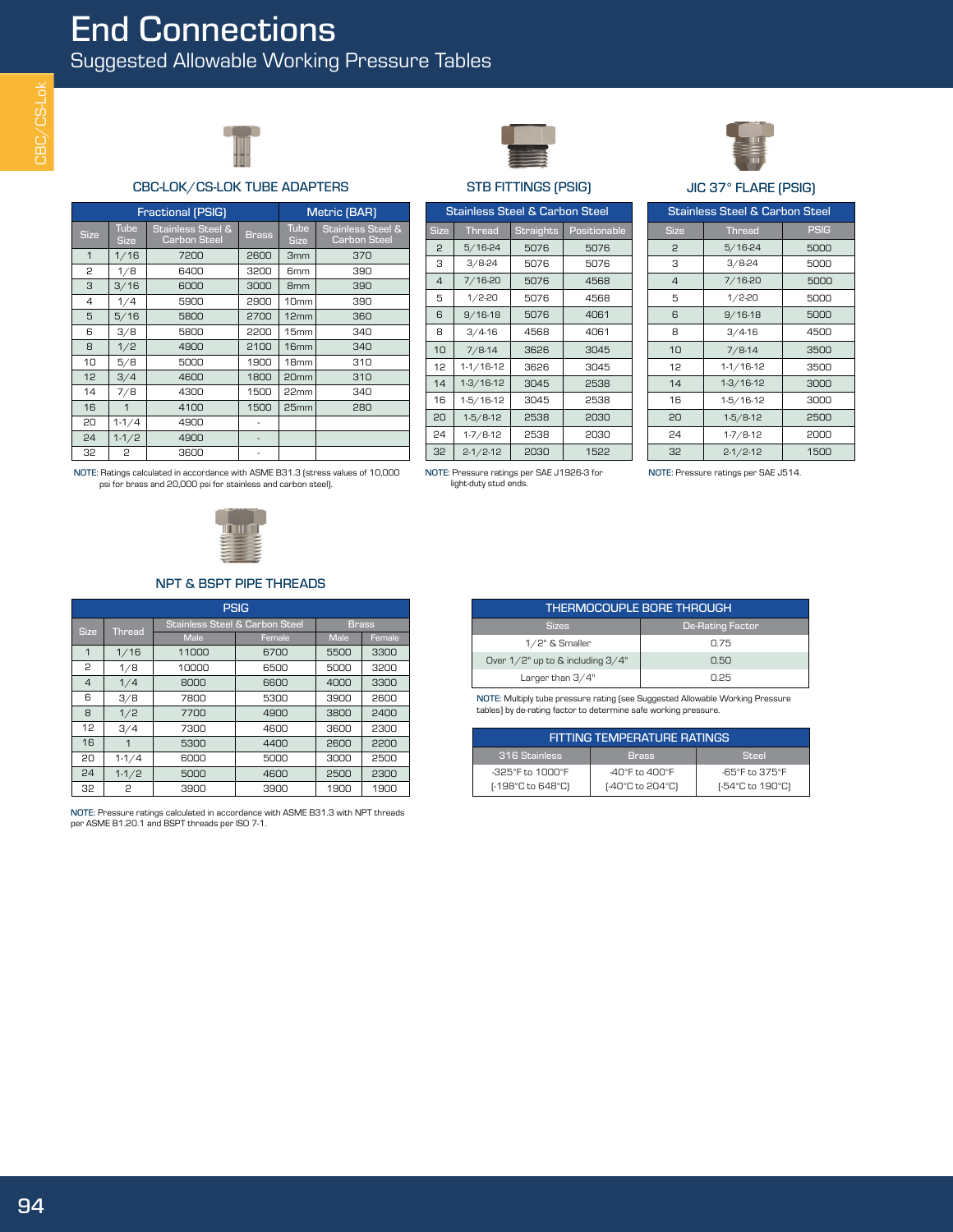# End Connections

## Suggested Allowable Working Pressure Tables

CBC/CS-Lok

### CBC-LOK/CS-LOK TUBE ADAPTERS

| Fractional (PSIG) | | | | Metric (BAR) | |
|---|---|---|---|---|---|
| Size | Tube Size | Stainless Steel & Carbon Steel | Brass | Tube Size | Stainless Steel & Carbon Steel |
| 1 | 1/16 | 7200 | 2600 | 3mm | 370 |
| 2 | 1/8 | 6400 | 3200 | 6mm | 390 |
| 3 | 3/16 | 6000 | 3000 | 8mm | 390 |
| 4 | 1/4 | 5900 | 2900 | 10mm | 390 |
| 5 | 5/16 | 5800 | 2700 | 12mm | 360 |
| 6 | 3/8 | 5800 | 2200 | 15mm | 340 |
| 8 | 1/2 | 4900 | 2100 | 16mm | 340 |
| 10 | 5/8 | 5000 | 1900 | 18mm | 310 |
| 12 | 3/4 | 4600 | 1800 | 20mm | 310 |
| 14 | 7/8 | 4300 | 1500 | 22mm | 340 |
| 16 | 1 | 4100 | 1500 | 25mm | 280 |
| 20 | 1-1/4 | 4900 | - | | |
| 24 | 1-1/2 | 4900 | - | | |
| 32 | 2 | 3600 | - | | |

NOTE: Ratings calculated in accordance with ASME B31.3 (stress values of 10,000 psi for brass and 20,000 psi for stainless and carbon steel).

### STB FITTINGS (PSIG)

| Stainless Steel & Carbon Steel | | | |
|---|---|---|---|
| Size | Thread | Straights | Positionable |
| 2 | 5/16-24 | 5076 | 5076 |
| 3 | 3/8-24 | 5076 | 5076 |
| 4 | 7/16-20 | 5076 | 4568 |
| 5 | 1/2-20 | 5076 | 4568 |
| 6 | 9/16-18 | 5076 | 4061 |
| 8 | 3/4-16 | 4568 | 4061 |
| 10 | 7/8-14 | 3626 | 3045 |
| 12 | 1-1/16-12 | 3626 | 3045 |
| 14 | 1-3/16-12 | 3045 | 2538 |
| 16 | 1-5/16-12 | 3045 | 2538 |
| 20 | 1-5/8-12 | 2538 | 2030 |
| 24 | 1-7/8-12 | 2538 | 2030 |
| 32 | 2-1/2-12 | 2030 | 1522 |

NOTE: Pressure ratings per SAE J1926-3 for light-duty stud ends.

### JIC 37° FLARE (PSIG)

| Stainless Steel & Carbon Steel | | |
|---|---|---|
| Size | Thread | PSIG |
| 2 | 5/16-24 | 5000 |
| 3 | 3/8-24 | 5000 |
| 4 | 7/16-20 | 5000 |
| 5 | 1/2-20 | 5000 |
| 6 | 9/16-18 | 5000 |
| 8 | 3/4-16 | 4500 |
| 10 | 7/8-14 | 3500 |
| 12 | 1-1/16-12 | 3500 |
| 14 | 1-3/16-12 | 3000 |
| 16 | 1-5/16-12 | 3000 |
| 20 | 1-5/8-12 | 2500 |
| 24 | 1-7/8-12 | 2000 |
| 32 | 2-1/2-12 | 1500 |

NOTE: Pressure ratings per SAE J514.

### NPT & BSPT PIPE THREADS

| PSIG | | | | | |
|---|---|---|---|---|---|
| Size | Thread | Stainless Steel & Carbon Steel | | Brass | |
| | | Male | Female | Male | Female |
| 1 | 1/16 | 11000 | 6700 | 5500 | 3300 |
| 2 | 1/8 | 10000 | 6500 | 5000 | 3200 |
| 4 | 1/4 | 8000 | 6600 | 4000 | 3300 |
| 6 | 3/8 | 7800 | 5300 | 3900 | 2600 |
| 8 | 1/2 | 7700 | 4900 | 3800 | 2400 |
| 12 | 3/4 | 7300 | 4600 | 3600 | 2300 |
| 16 | 1 | 5300 | 4400 | 2600 | 2200 |
| 20 | 1-1/4 | 6000 | 5000 | 3000 | 2500 |
| 24 | 1-1/2 | 5000 | 4600 | 2500 | 2300 |
| 32 | 2 | 3900 | 3900 | 1900 | 1900 |

NOTE: Pressure ratings calculated in accordance with ASME B31.3 with NPT threads per ASME B1.20.1 and BSPT threads per ISO 7-1.

### THERMOCOUPLE BORE THROUGH

| Sizes | De-Rating Factor |
|---|---|
| 1/2" & Smaller | 0.75 |
| Over 1/2" up to & including 3/4" | 0.50 |
| Larger than 3/4" | 0.25 |

NOTE: Multiply tube pressure rating (see Suggested Allowable Working Pressure tables) by de-rating factor to determine safe working pressure.

### FITTING TEMPERATURE RATINGS

| 316 Stainless | Brass | Steel |
|---|---|---|
| -325°F to 1000°F (-198°C to 648°C) | -40°F to 400°F (-40°C to 204°C) | -65°F to 375°F (-54°C to 190°C) |